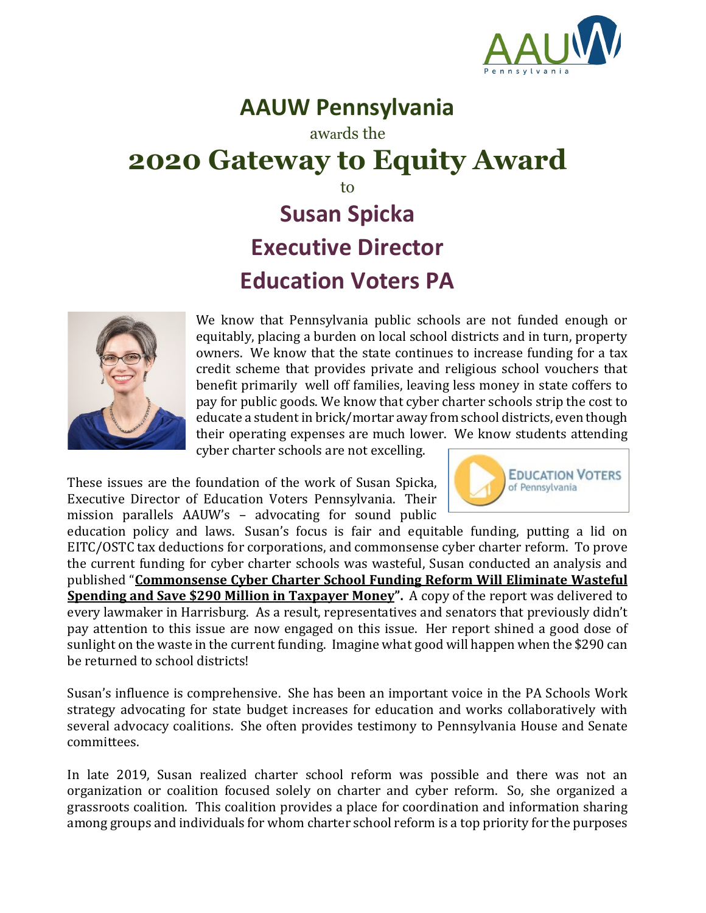# AAUW Pennsylvania

awards the

# 2020 Gateway to Equity Award

to

## Susan Spicka

## Executive Director

## Education Voters PA

We know that Pennsylvania public schools are not funded enough or equitably, placing a burden on local school districts and in turn, property owners. We know that the state continues to increase funding for a tax credit scheme that provides private and religious school vouchers that benefit primarily well off families, leaving less money in state coffers to pay for public goods. We know that cyber charter schools strip the cost to educate a student in brick/mortar away from school districts, even though their operating expenses are much lower. We know students attending cyber charter schools are not excelling.

These issues are the foundation of the work of Susan Spicka, Executive Director of Education Voters Pennsylvania. Their mission parallels AAUW's – advocating for sound public education policy and laws. Susan's focus is fair and equitable funding, putting a lid on EITC/OSTC tax deductions for corporations, and commonsense cyber charter reform. To prove the current funding for cyber charter schools was wasteful, Susan conducted an analysis and published "**Commonsense Cyber Charter School Funding Reform Will Eliminate Wasteful Spending and Save $290 Million in Taxpayer Money**". A copy of the report was delivered to every lawmaker in Harrisburg. As a result, representatives and senators that previously didn't pay attention to this issue are now engaged on this issue. Her report shined a good dose of sunlight on the waste in the current funding. Imagine what good will happen when the $290 can be returned to school districts!

Susan's influence is comprehensive. She has been an important voice in the PA Schools Work strategy advocating for state budget increases for education and works collaboratively with several advocacy coalitions. She often provides testimony to Pennsylvania House and Senate committees.

In late 2019, Susan realized charter school reform was possible and there was not an organization or coalition focused solely on charter and cyber reform. So, she organized a grassroots coalition. This coalition provides a place for coordination and information sharing among groups and individuals for whom charter school reform is a top priority for the purposes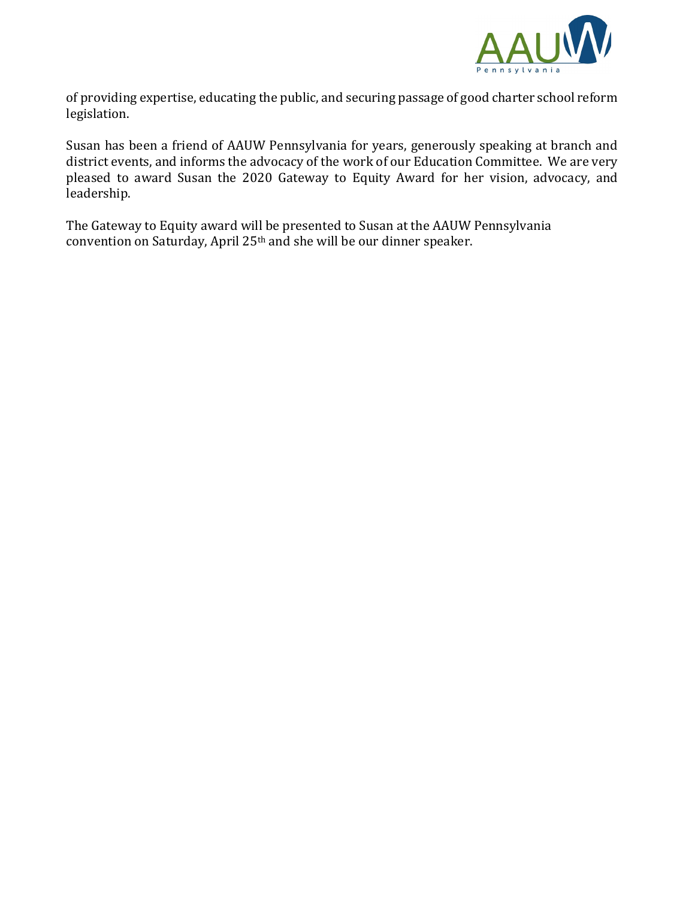of providing expertise, educating the public, and securing passage of good charter school reform legislation.

Susan has been a friend of AAUW Pennsylvania for years, generously speaking at branch and district events, and informs the advocacy of the work of our Education Committee. We are very pleased to award Susan the 2020 Gateway to Equity Award for her vision, advocacy, and leadership.

The Gateway to Equity award will be presented to Susan at the AAUW Pennsylvania convention on Saturday, April 25th and she will be our dinner speaker.